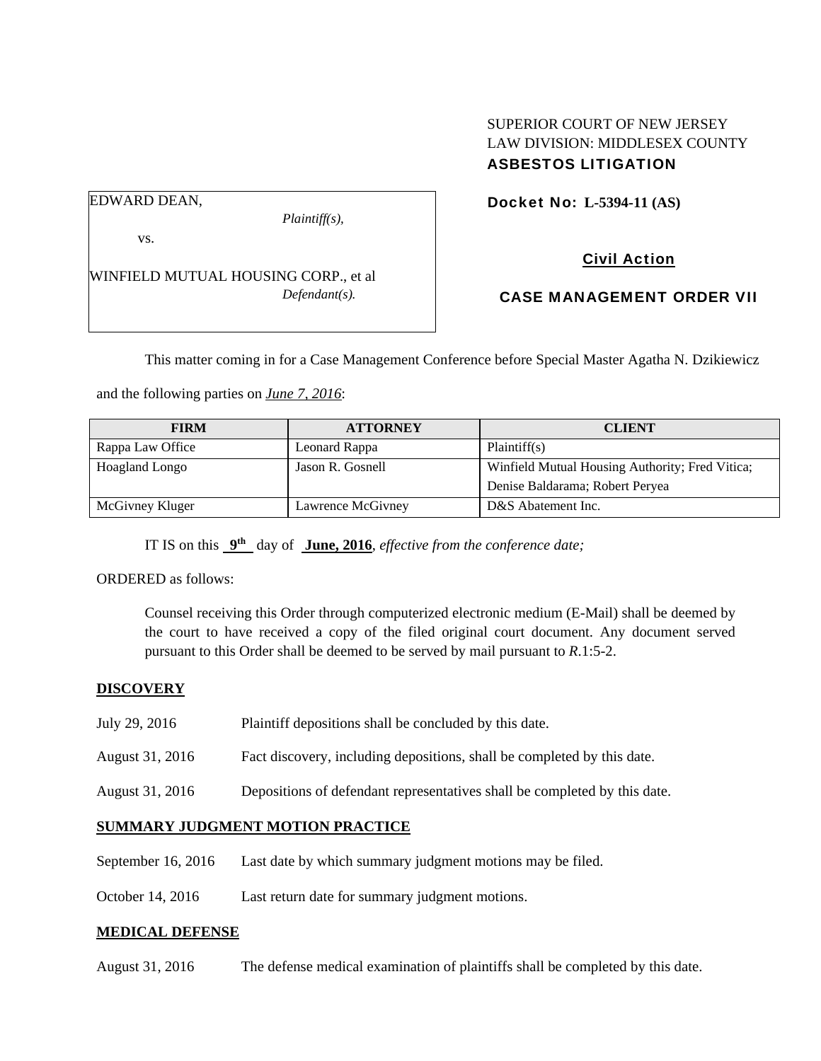SUPERIOR COURT OF NEW JERSEY
LAW DIVISION: MIDDLESEX COUNTY
**ASBESTOS LITIGATION**

EDWARD DEAN,
*Plaintiff(s),*

vs.

WINFIELD MUTUAL HOUSING CORP., et al
*Defendant(s).*

**Docket No: L-5394-11 (AS)**

**Civil Action**

**CASE MANAGEMENT ORDER VII**

This matter coming in for a Case Management Conference before Special Master Agatha N. Dzikiewicz and the following parties on *June 7, 2016*:

| FIRM | ATTORNEY | CLIENT |
|---|---|---|
| Rappa Law Office | Leonard Rappa | Plaintiff(s) |
| Hoagland Longo | Jason R. Gosnell | Winfield Mutual Housing Authority; Fred Vitica; Denise Baldarama; Robert Peryea |
| McGivney Kluger | Lawrence McGivney | D&S Abatement Inc. |

IT IS on this **9th** day of **June, 2016**, *effective from the conference date;*

ORDERED as follows:

Counsel receiving this Order through computerized electronic medium (E-Mail) shall be deemed by the court to have received a copy of the filed original court document. Any document served pursuant to this Order shall be deemed to be served by mail pursuant to *R*.1:5-2.

**DISCOVERY**

July 29, 2016 Plaintiff depositions shall be concluded by this date.

August 31, 2016 Fact discovery, including depositions, shall be completed by this date.

August 31, 2016 Depositions of defendant representatives shall be completed by this date.

**SUMMARY JUDGMENT MOTION PRACTICE**

September 16, 2016 Last date by which summary judgment motions may be filed.

October 14, 2016 Last return date for summary judgment motions.

**MEDICAL DEFENSE**

August 31, 2016 The defense medical examination of plaintiffs shall be completed by this date.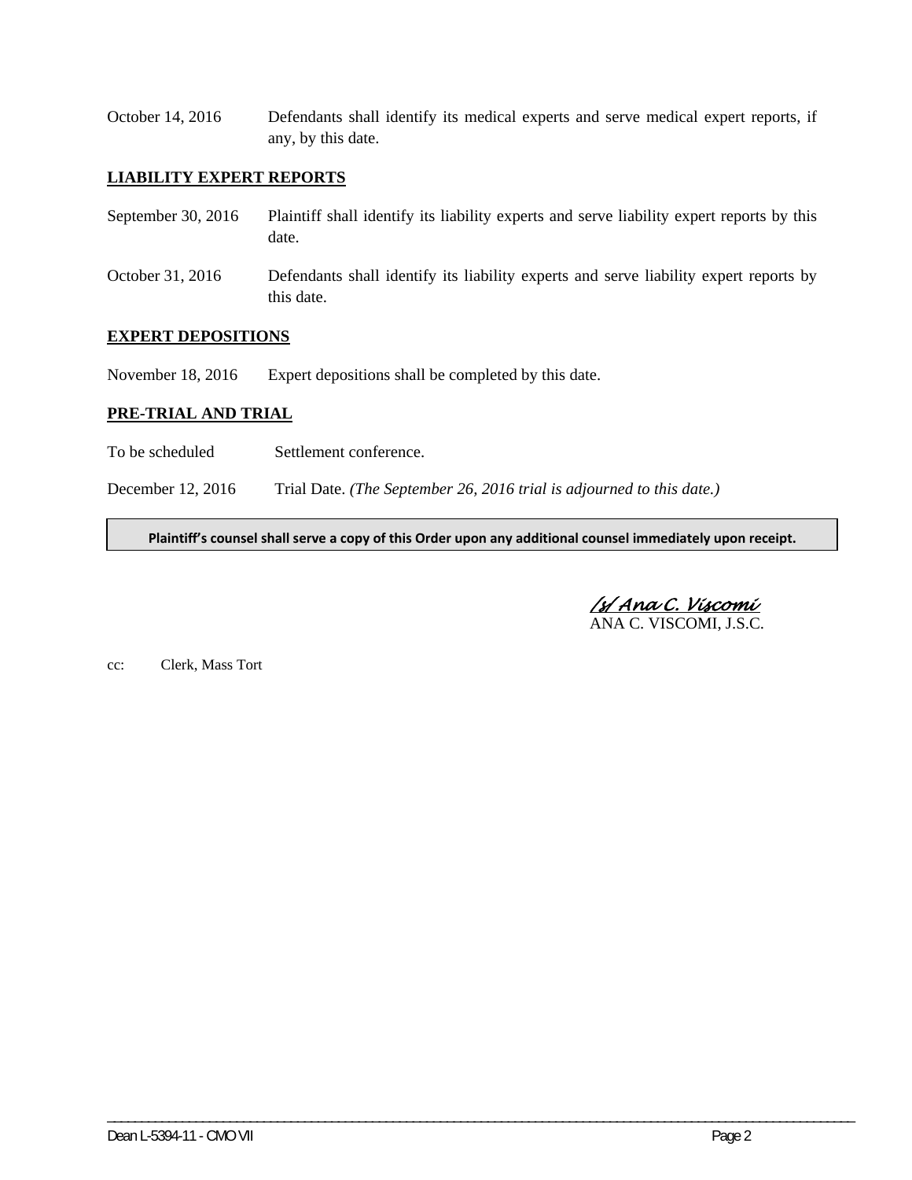October 14, 2016 Defendants shall identify its medical experts and serve medical expert reports, if any, by this date.

**LIABILITY EXPERT REPORTS**

September 30, 2016 Plaintiff shall identify its liability experts and serve liability expert reports by this date.

October 31, 2016 Defendants shall identify its liability experts and serve liability expert reports by this date.

**EXPERT DEPOSITIONS**

November 18, 2016 Expert depositions shall be completed by this date.

**PRE-TRIAL AND TRIAL**

To be scheduled Settlement conference.

December 12, 2016 Trial Date. *(The September 26, 2016 trial is adjourned to this date.)*

**Plaintiff's counsel shall serve a copy of this Order upon any additional counsel immediately upon receipt.**

*/s/ Ana C. Viscomi*
ANA C. VISCOMI, J.S.C.

cc: Clerk, Mass Tort